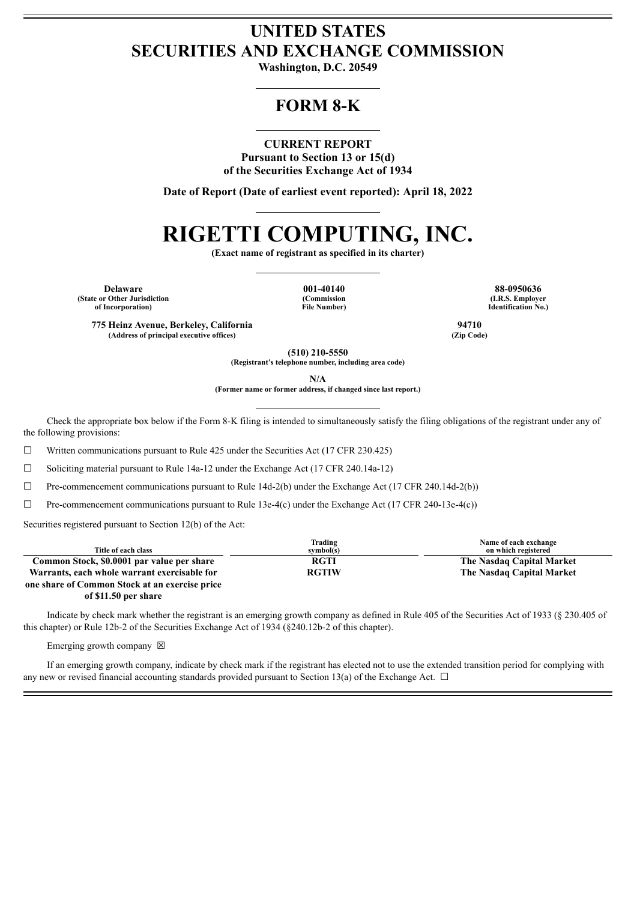# UNITED STATES
# SECURITIES AND EXCHANGE COMMISSION

**Washington, D.C. 20549**

## FORM 8-K

**CURRENT REPORT**
**Pursuant to Section 13 or 15(d)**
**of the Securities Exchange Act of 1934**

**Date of Report (Date of earliest event reported): April 18, 2022**

# RIGETTI COMPUTING, INC.

**(Exact name of registrant as specified in its charter)**

| Delaware | 001-40140 | 88-0950636 |
|---|---|---|
| (State or Other Jurisdiction of Incorporation) | (Commission File Number) | (I.R.S. Employer Identification No.) |

| 775 Heinz Avenue, Berkeley, California | 94710 |
|---|---|
| (Address of principal executive offices) | (Zip Code) |

**(510) 210-5550**
**(Registrant's telephone number, including area code)**

**N/A**
**(Former name or former address, if changed since last report.)**

Check the appropriate box below if the Form 8-K filing is intended to simultaneously satisfy the filing obligations of the registrant under any of the following provisions:

☐ Written communications pursuant to Rule 425 under the Securities Act (17 CFR 230.425)

☐ Soliciting material pursuant to Rule 14a-12 under the Exchange Act (17 CFR 240.14a-12)

☐ Pre-commencement communications pursuant to Rule 14d-2(b) under the Exchange Act (17 CFR 240.14d-2(b))

☐ Pre-commencement communications pursuant to Rule 13e-4(c) under the Exchange Act (17 CFR 240-13e-4(c))

Securities registered pursuant to Section 12(b) of the Act:

| Title of each class | Trading symbol(s) | Name of each exchange on which registered |
|---|---|---|
| **Common Stock, $0.0001 par value per share** | **RGTI** | **The Nasdaq Capital Market** |
| **Warrants, each whole warrant exercisable for one share of Common Stock at an exercise price of $11.50 per share** | **RGTIW** | **The Nasdaq Capital Market** |

Indicate by check mark whether the registrant is an emerging growth company as defined in Rule 405 of the Securities Act of 1933 (§ 230.405 of this chapter) or Rule 12b-2 of the Securities Exchange Act of 1934 (§240.12b-2 of this chapter).

Emerging growth company ☒

If an emerging growth company, indicate by check mark if the registrant has elected not to use the extended transition period for complying with any new or revised financial accounting standards provided pursuant to Section 13(a) of the Exchange Act. ☐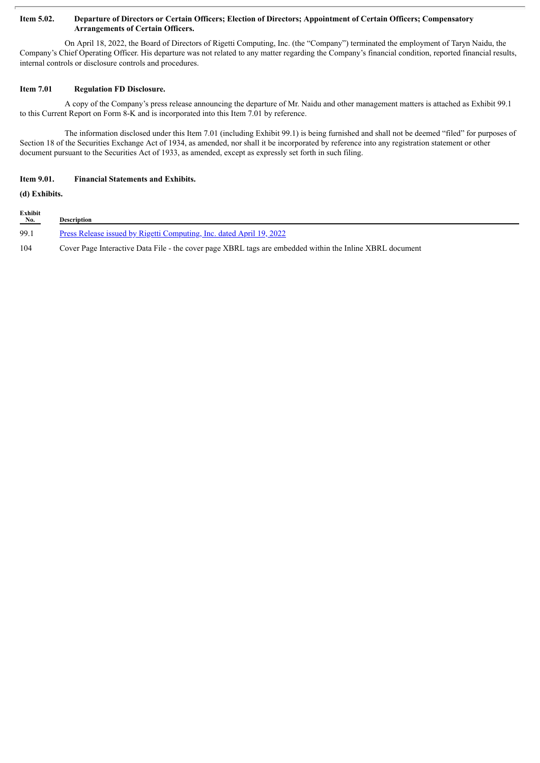**Item 5.02. Departure of Directors or Certain Officers; Election of Directors; Appointment of Certain Officers; Compensatory Arrangements of Certain Officers.**

On April 18, 2022, the Board of Directors of Rigetti Computing, Inc. (the "Company") terminated the employment of Taryn Naidu, the Company's Chief Operating Officer. His departure was not related to any matter regarding the Company's financial condition, reported financial results, internal controls or disclosure controls and procedures.

**Item 7.01 Regulation FD Disclosure.**

A copy of the Company's press release announcing the departure of Mr. Naidu and other management matters is attached as Exhibit 99.1 to this Current Report on Form 8-K and is incorporated into this Item 7.01 by reference.

The information disclosed under this Item 7.01 (including Exhibit 99.1) is being furnished and shall not be deemed "filed" for purposes of Section 18 of the Securities Exchange Act of 1934, as amended, nor shall it be incorporated by reference into any registration statement or other document pursuant to the Securities Act of 1933, as amended, except as expressly set forth in such filing.

**Item 9.01. Financial Statements and Exhibits.**

**(d) Exhibits.**

| Exhibit No. | Description |
|---|---|
| 99.1 | Press Release issued by Rigetti Computing, Inc. dated April 19, 2022 |
| 104 | Cover Page Interactive Data File - the cover page XBRL tags are embedded within the Inline XBRL document |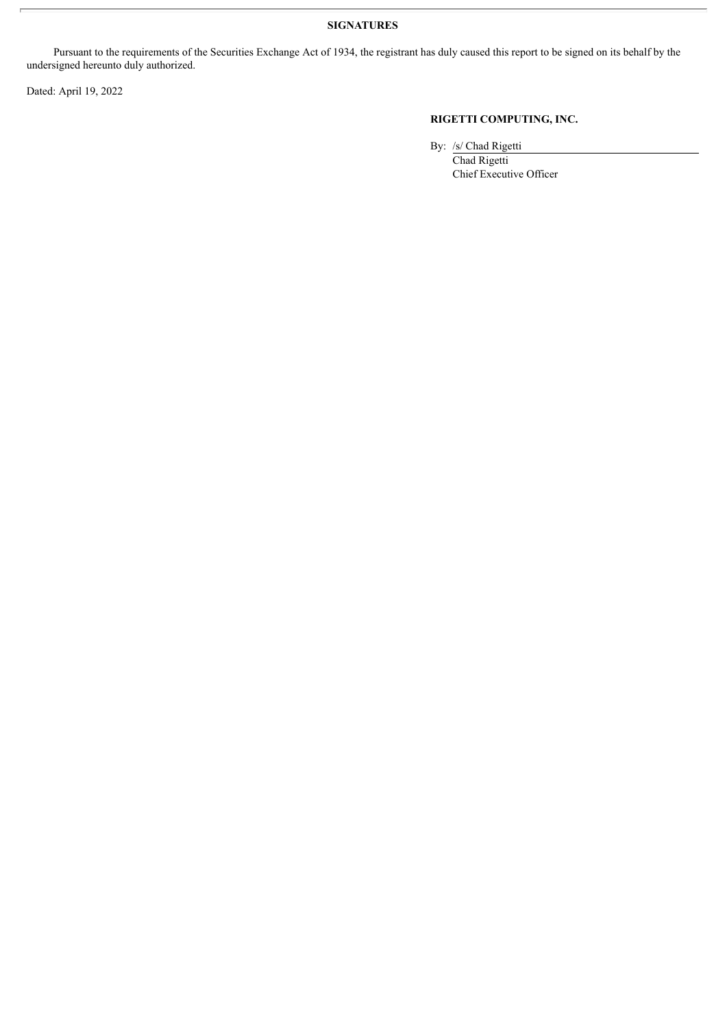**SIGNATURES**

Pursuant to the requirements of the Securities Exchange Act of 1934, the registrant has duly caused this report to be signed on its behalf by the undersigned hereunto duly authorized.

Dated: April 19, 2022

**RIGETTI COMPUTING, INC.**

By: /s/ Chad Rigetti
Chad Rigetti
Chief Executive Officer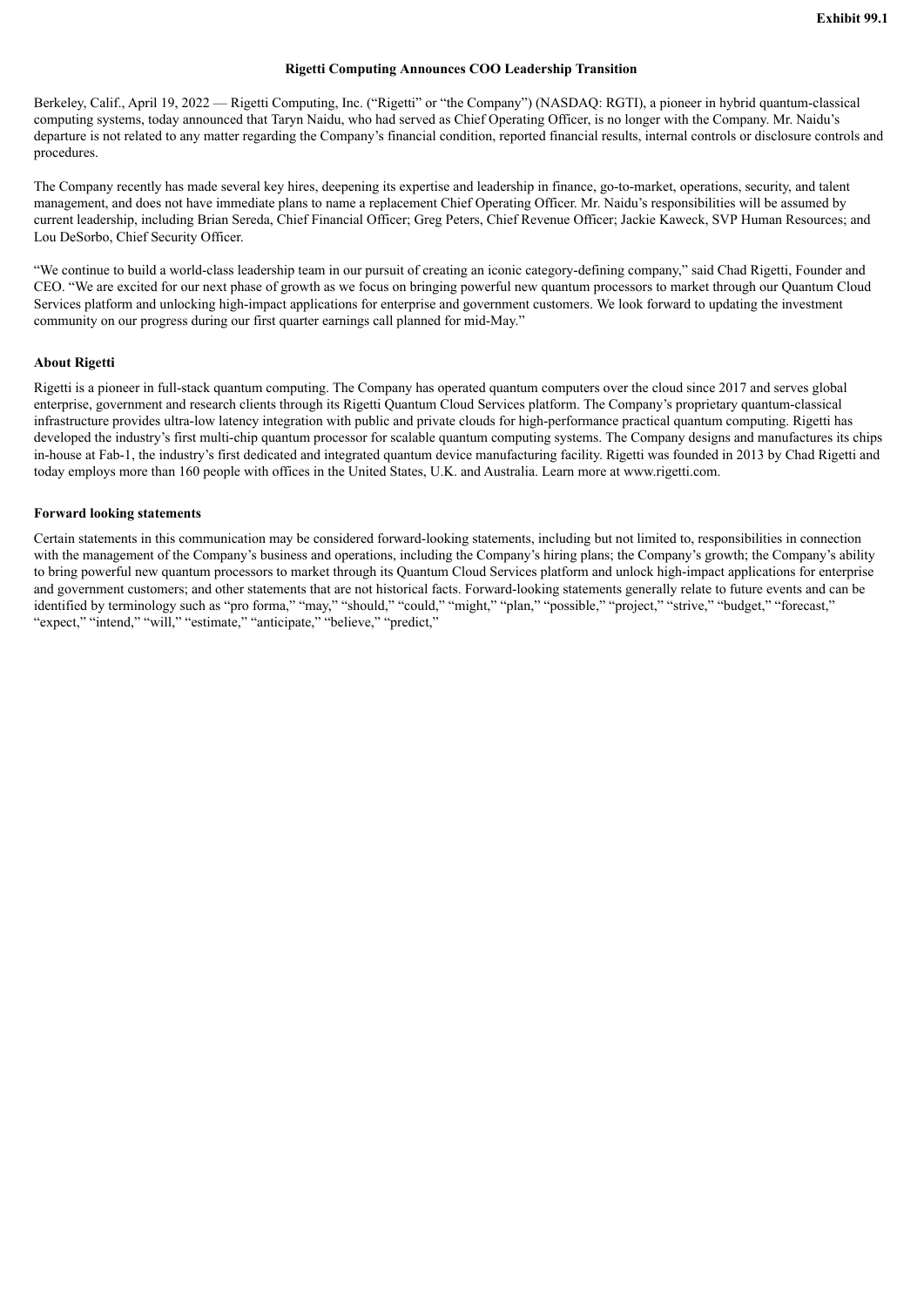Exhibit 99.1

**Rigetti Computing Announces COO Leadership Transition**

Berkeley, Calif., April 19, 2022 — Rigetti Computing, Inc. ("Rigetti" or "the Company") (NASDAQ: RGTI), a pioneer in hybrid quantum-classical computing systems, today announced that Taryn Naidu, who had served as Chief Operating Officer, is no longer with the Company. Mr. Naidu's departure is not related to any matter regarding the Company's financial condition, reported financial results, internal controls or disclosure controls and procedures.

The Company recently has made several key hires, deepening its expertise and leadership in finance, go-to-market, operations, security, and talent management, and does not have immediate plans to name a replacement Chief Operating Officer. Mr. Naidu's responsibilities will be assumed by current leadership, including Brian Sereda, Chief Financial Officer; Greg Peters, Chief Revenue Officer; Jackie Kaweck, SVP Human Resources; and Lou DeSorbo, Chief Security Officer.

"We continue to build a world-class leadership team in our pursuit of creating an iconic category-defining company," said Chad Rigetti, Founder and CEO. "We are excited for our next phase of growth as we focus on bringing powerful new quantum processors to market through our Quantum Cloud Services platform and unlocking high-impact applications for enterprise and government customers. We look forward to updating the investment community on our progress during our first quarter earnings call planned for mid-May."

**About Rigetti**

Rigetti is a pioneer in full-stack quantum computing. The Company has operated quantum computers over the cloud since 2017 and serves global enterprise, government and research clients through its Rigetti Quantum Cloud Services platform. The Company's proprietary quantum-classical infrastructure provides ultra-low latency integration with public and private clouds for high-performance practical quantum computing. Rigetti has developed the industry's first multi-chip quantum processor for scalable quantum computing systems. The Company designs and manufactures its chips in-house at Fab-1, the industry's first dedicated and integrated quantum device manufacturing facility. Rigetti was founded in 2013 by Chad Rigetti and today employs more than 160 people with offices in the United States, U.K. and Australia. Learn more at www.rigetti.com.

**Forward looking statements**

Certain statements in this communication may be considered forward-looking statements, including but not limited to, responsibilities in connection with the management of the Company's business and operations, including the Company's hiring plans; the Company's growth; the Company's ability to bring powerful new quantum processors to market through its Quantum Cloud Services platform and unlock high-impact applications for enterprise and government customers; and other statements that are not historical facts. Forward-looking statements generally relate to future events and can be identified by terminology such as "pro forma," "may," "should," "could," "might," "plan," "possible," "project," "strive," "budget," "forecast," "expect," "intend," "will," "estimate," "anticipate," "believe," "predict,"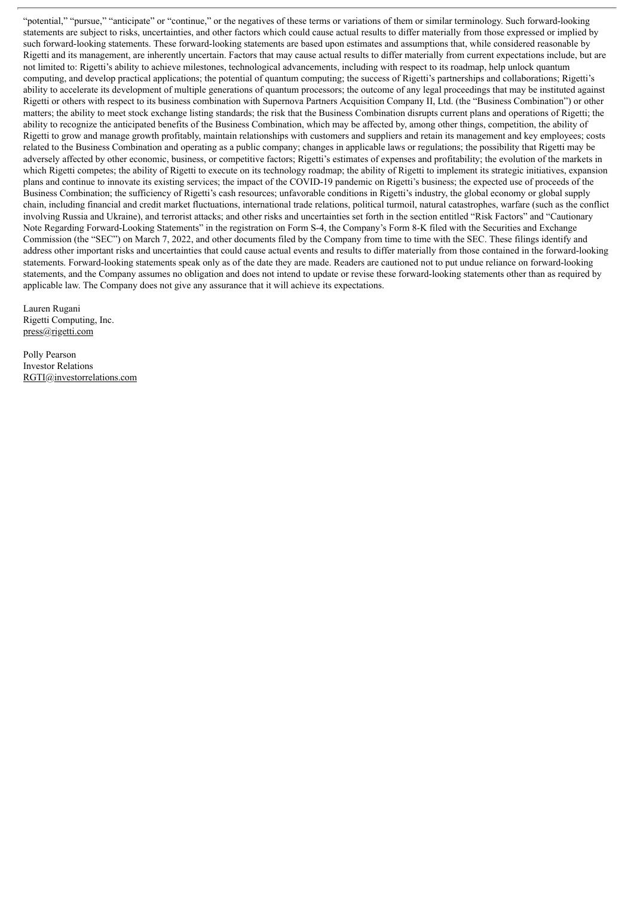"potential," "pursue," "anticipate" or "continue," or the negatives of these terms or variations of them or similar terminology. Such forward-looking statements are subject to risks, uncertainties, and other factors which could cause actual results to differ materially from those expressed or implied by such forward-looking statements. These forward-looking statements are based upon estimates and assumptions that, while considered reasonable by Rigetti and its management, are inherently uncertain. Factors that may cause actual results to differ materially from current expectations include, but are not limited to: Rigetti's ability to achieve milestones, technological advancements, including with respect to its roadmap, help unlock quantum computing, and develop practical applications; the potential of quantum computing; the success of Rigetti's partnerships and collaborations; Rigetti's ability to accelerate its development of multiple generations of quantum processors; the outcome of any legal proceedings that may be instituted against Rigetti or others with respect to its business combination with Supernova Partners Acquisition Company II, Ltd. (the "Business Combination") or other matters; the ability to meet stock exchange listing standards; the risk that the Business Combination disrupts current plans and operations of Rigetti; the ability to recognize the anticipated benefits of the Business Combination, which may be affected by, among other things, competition, the ability of Rigetti to grow and manage growth profitably, maintain relationships with customers and suppliers and retain its management and key employees; costs related to the Business Combination and operating as a public company; changes in applicable laws or regulations; the possibility that Rigetti may be adversely affected by other economic, business, or competitive factors; Rigetti's estimates of expenses and profitability; the evolution of the markets in which Rigetti competes; the ability of Rigetti to execute on its technology roadmap; the ability of Rigetti to implement its strategic initiatives, expansion plans and continue to innovate its existing services; the impact of the COVID-19 pandemic on Rigetti's business; the expected use of proceeds of the Business Combination; the sufficiency of Rigetti's cash resources; unfavorable conditions in Rigetti's industry, the global economy or global supply chain, including financial and credit market fluctuations, international trade relations, political turmoil, natural catastrophes, warfare (such as the conflict involving Russia and Ukraine), and terrorist attacks; and other risks and uncertainties set forth in the section entitled "Risk Factors" and "Cautionary Note Regarding Forward-Looking Statements" in the registration on Form S-4, the Company's Form 8-K filed with the Securities and Exchange Commission (the "SEC") on March 7, 2022, and other documents filed by the Company from time to time with the SEC. These filings identify and address other important risks and uncertainties that could cause actual events and results to differ materially from those contained in the forward-looking statements. Forward-looking statements speak only as of the date they are made. Readers are cautioned not to put undue reliance on forward-looking statements, and the Company assumes no obligation and does not intend to update or revise these forward-looking statements other than as required by applicable law. The Company does not give any assurance that it will achieve its expectations.

Lauren Rugani
Rigetti Computing, Inc.
press@rigetti.com

Polly Pearson
Investor Relations
RGTI@investorrelations.com